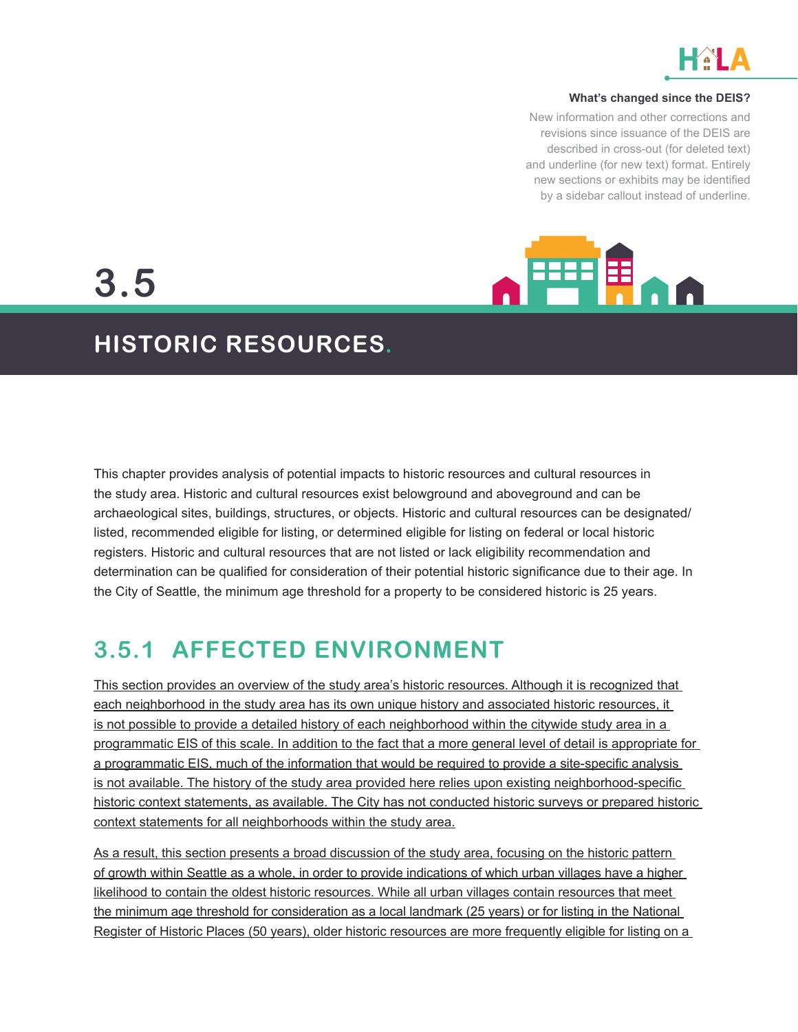**What's changed since the DEIS?**

New information and other corrections and revisions since issuance of the DEIS are described in cross-out (for deleted text) and underline (for new text) format. Entirely new sections or exhibits may be identified by a sidebar callout instead of underline.

# 3.5 HISTORIC RESOURCES.

This chapter provides analysis of potential impacts to historic resources and cultural resources in the study area. Historic and cultural resources exist belowground and aboveground and can be archaeological sites, buildings, structures, or objects. Historic and cultural resources can be designated/listed, recommended eligible for listing, or determined eligible for listing on federal or local historic registers. Historic and cultural resources that are not listed or lack eligibility recommendation and determination can be qualified for consideration of their potential historic significance due to their age. In the City of Seattle, the minimum age threshold for a property to be considered historic is 25 years.

## 3.5.1 AFFECTED ENVIRONMENT

This section provides an overview of the study area's historic resources. Although it is recognized that each neighborhood in the study area has its own unique history and associated historic resources, it is not possible to provide a detailed history of each neighborhood within the citywide study area in a programmatic EIS of this scale. In addition to the fact that a more general level of detail is appropriate for a programmatic EIS, much of the information that would be required to provide a site-specific analysis is not available. The history of the study area provided here relies upon existing neighborhood-specific historic context statements, as available. The City has not conducted historic surveys or prepared historic context statements for all neighborhoods within the study area.

As a result, this section presents a broad discussion of the study area, focusing on the historic pattern of growth within Seattle as a whole, in order to provide indications of which urban villages have a higher likelihood to contain the oldest historic resources. While all urban villages contain resources that meet the minimum age threshold for consideration as a local landmark (25 years) or for listing in the National Register of Historic Places (50 years), older historic resources are more frequently eligible for listing on a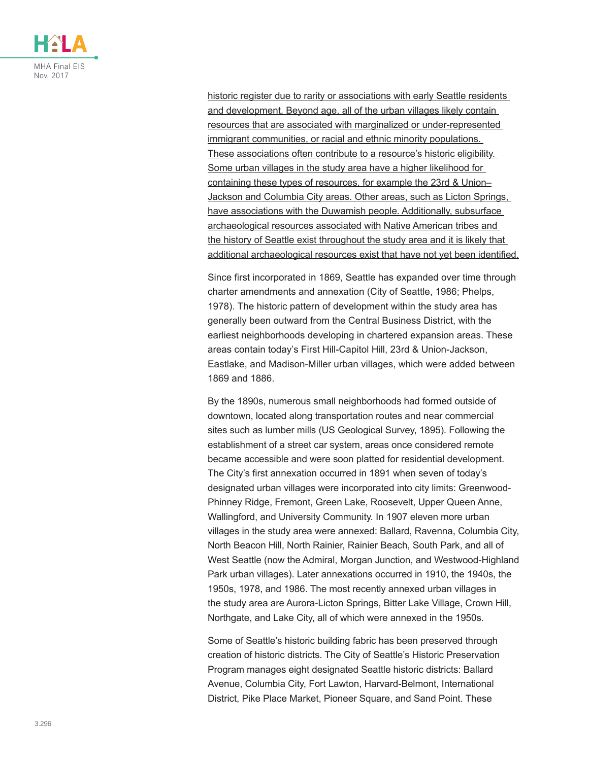historic register due to rarity or associations with early Seattle residents and development. Beyond age, all of the urban villages likely contain resources that are associated with marginalized or under-represented immigrant communities, or racial and ethnic minority populations. These associations often contribute to a resource's historic eligibility. Some urban villages in the study area have a higher likelihood for containing these types of resources, for example the 23rd & Union–Jackson and Columbia City areas. Other areas, such as Licton Springs, have associations with the Duwamish people. Additionally, subsurface archaeological resources associated with Native American tribes and the history of Seattle exist throughout the study area and it is likely that additional archaeological resources exist that have not yet been identified.

Since first incorporated in 1869, Seattle has expanded over time through charter amendments and annexation (City of Seattle, 1986; Phelps, 1978). The historic pattern of development within the study area has generally been outward from the Central Business District, with the earliest neighborhoods developing in chartered expansion areas. These areas contain today's First Hill-Capitol Hill, 23rd & Union-Jackson, Eastlake, and Madison-Miller urban villages, which were added between 1869 and 1886.

By the 1890s, numerous small neighborhoods had formed outside of downtown, located along transportation routes and near commercial sites such as lumber mills (US Geological Survey, 1895). Following the establishment of a street car system, areas once considered remote became accessible and were soon platted for residential development. The City's first annexation occurred in 1891 when seven of today's designated urban villages were incorporated into city limits: Greenwood-Phinney Ridge, Fremont, Green Lake, Roosevelt, Upper Queen Anne, Wallingford, and University Community. In 1907 eleven more urban villages in the study area were annexed: Ballard, Ravenna, Columbia City, North Beacon Hill, North Rainier, Rainier Beach, South Park, and all of West Seattle (now the Admiral, Morgan Junction, and Westwood-Highland Park urban villages). Later annexations occurred in 1910, the 1940s, the 1950s, 1978, and 1986. The most recently annexed urban villages in the study area are Aurora-Licton Springs, Bitter Lake Village, Crown Hill, Northgate, and Lake City, all of which were annexed in the 1950s.

Some of Seattle's historic building fabric has been preserved through creation of historic districts. The City of Seattle's Historic Preservation Program manages eight designated Seattle historic districts: Ballard Avenue, Columbia City, Fort Lawton, Harvard-Belmont, International District, Pike Place Market, Pioneer Square, and Sand Point. These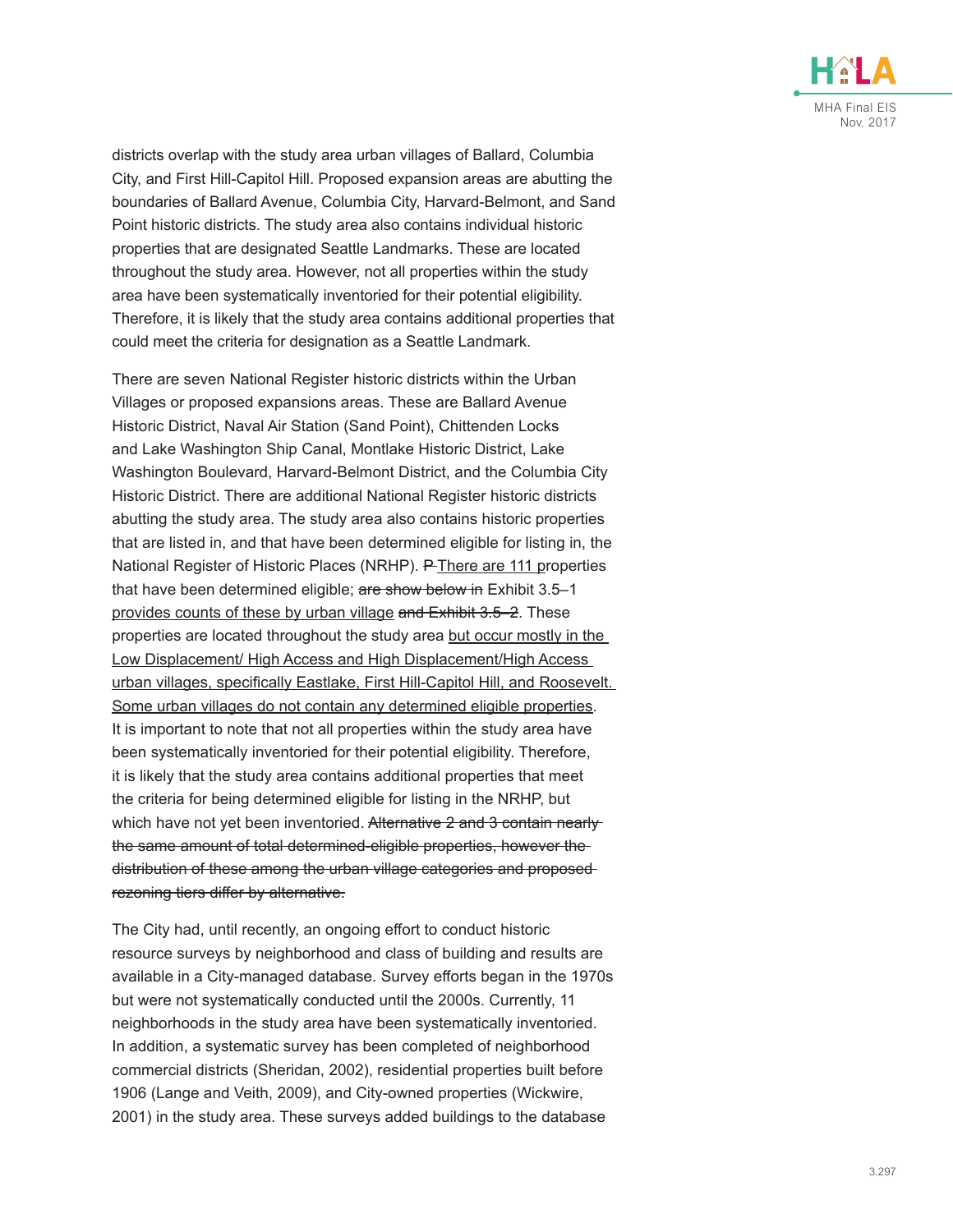districts overlap with the study area urban villages of Ballard, Columbia City, and First Hill-Capitol Hill. Proposed expansion areas are abutting the boundaries of Ballard Avenue, Columbia City, Harvard-Belmont, and Sand Point historic districts. The study area also contains individual historic properties that are designated Seattle Landmarks. These are located throughout the study area. However, not all properties within the study area have been systematically inventoried for their potential eligibility. Therefore, it is likely that the study area contains additional properties that could meet the criteria for designation as a Seattle Landmark.

There are seven National Register historic districts within the Urban Villages or proposed expansions areas. These are Ballard Avenue Historic District, Naval Air Station (Sand Point), Chittenden Locks and Lake Washington Ship Canal, Montlake Historic District, Lake Washington Boulevard, Harvard-Belmont District, and the Columbia City Historic District. There are additional National Register historic districts abutting the study area. The study area also contains historic properties that are listed in, and that have been determined eligible for listing in, the National Register of Historic Places (NRHP). ~~P~~ There are 111 properties that have been determined eligible; ~~are show below in~~ Exhibit 3.5–1 provides counts of these by urban village ~~and Exhibit 3.5–2~~. These properties are located throughout the study area but occur mostly in the Low Displacement/ High Access and High Displacement/High Access urban villages, specifically Eastlake, First Hill-Capitol Hill, and Roosevelt. Some urban villages do not contain any determined eligible properties. It is important to note that not all properties within the study area have been systematically inventoried for their potential eligibility. Therefore, it is likely that the study area contains additional properties that meet the criteria for being determined eligible for listing in the NRHP, but which have not yet been inventoried. ~~Alternative 2 and 3 contain nearly the same amount of total determined-eligible properties, however the distribution of these among the urban village categories and proposed rezoning tiers differ by alternative.~~

The City had, until recently, an ongoing effort to conduct historic resource surveys by neighborhood and class of building and results are available in a City-managed database. Survey efforts began in the 1970s but were not systematically conducted until the 2000s. Currently, 11 neighborhoods in the study area have been systematically inventoried. In addition, a systematic survey has been completed of neighborhood commercial districts (Sheridan, 2002), residential properties built before 1906 (Lange and Veith, 2009), and City-owned properties (Wickwire, 2001) in the study area. These surveys added buildings to the database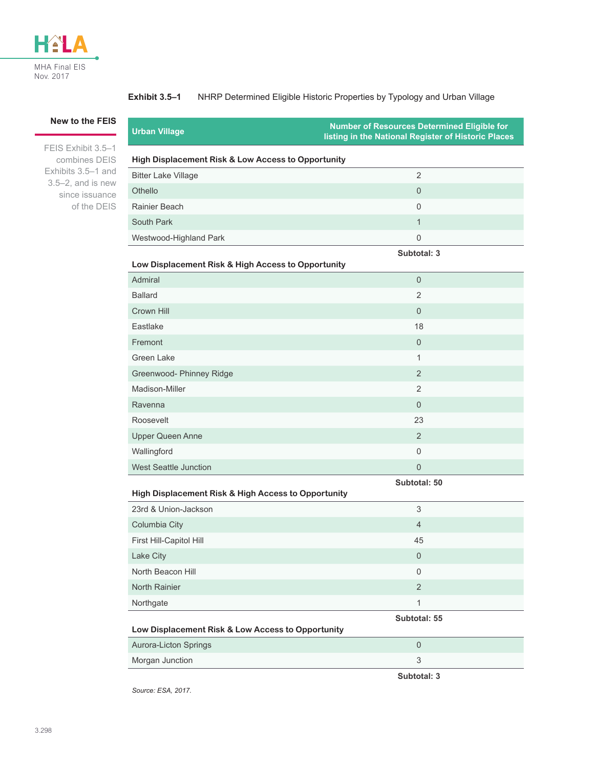**New to the FEIS**

FEIS Exhibit 3.5–1 combines DEIS Exhibits 3.5–1 and 3.5–2, and is new since issuance of the DEIS

**Exhibit 3.5–1** NHRP Determined Eligible Historic Properties by Typology and Urban Village

| Urban Village | Number of Resources Determined Eligible for listing in the National Register of Historic Places |
|---|---|
| **High Displacement Risk & Low Access to Opportunity** | |
| Bitter Lake Village | 2 |
| Othello | 0 |
| Rainier Beach | 0 |
| South Park | 1 |
| Westwood-Highland Park | 0 |
| | **Subtotal: 3** |
| **Low Displacement Risk & High Access to Opportunity** | |
| Admiral | 0 |
| Ballard | 2 |
| Crown Hill | 0 |
| Eastlake | 18 |
| Fremont | 0 |
| Green Lake | 1 |
| Greenwood- Phinney Ridge | 2 |
| Madison-Miller | 2 |
| Ravenna | 0 |
| Roosevelt | 23 |
| Upper Queen Anne | 2 |
| Wallingford | 0 |
| West Seattle Junction | 0 |
| | **Subtotal: 50** |
| **High Displacement Risk & High Access to Opportunity** | |
| 23rd & Union-Jackson | 3 |
| Columbia City | 4 |
| First Hill-Capitol Hill | 45 |
| Lake City | 0 |
| North Beacon Hill | 0 |
| North Rainier | 2 |
| Northgate | 1 |
| | **Subtotal: 55** |
| **Low Displacement Risk & Low Access to Opportunity** | |
| Aurora-Licton Springs | 0 |
| Morgan Junction | 3 |
| | **Subtotal: 3** |

*Source: ESA, 2017.*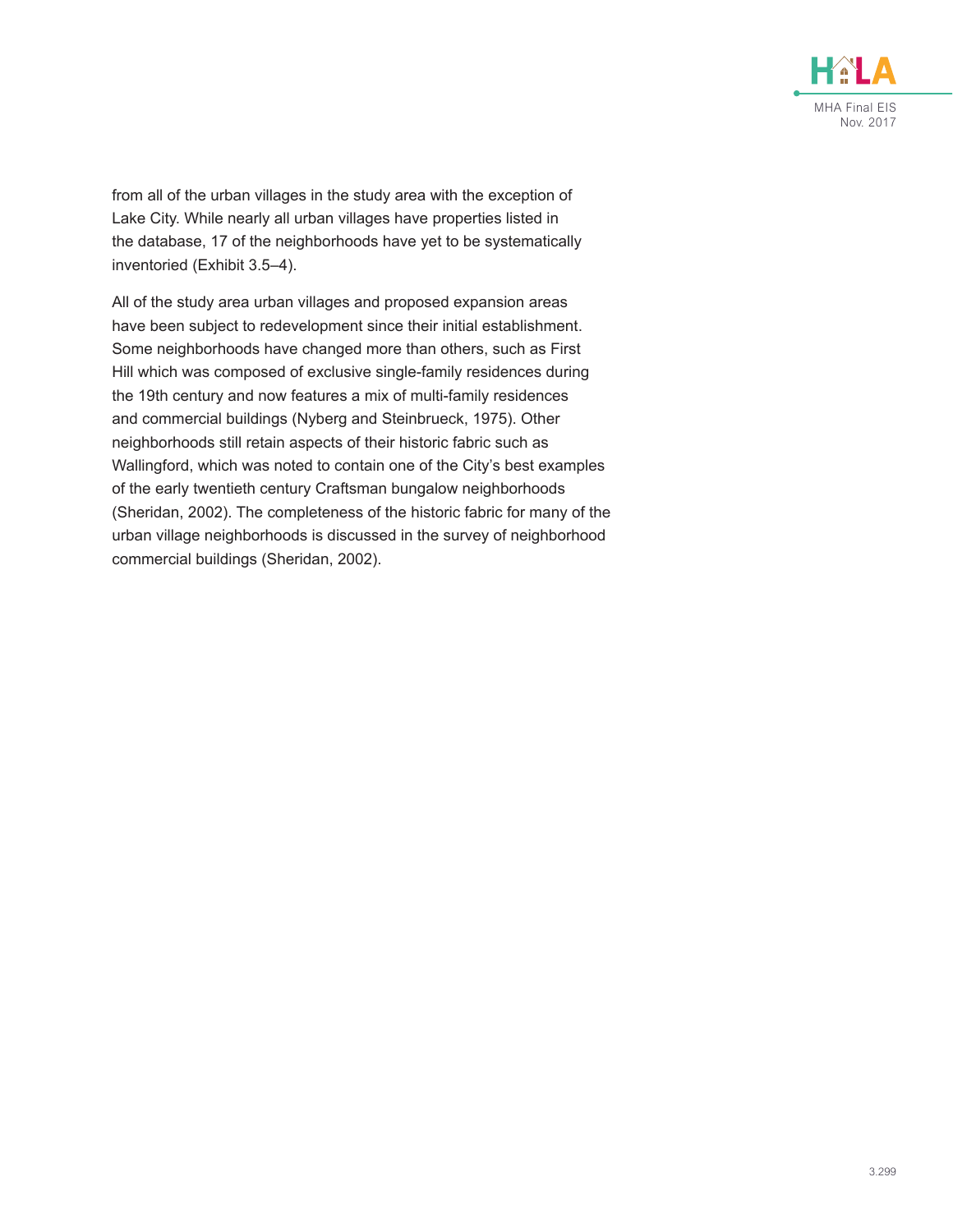from all of the urban villages in the study area with the exception of Lake City. While nearly all urban villages have properties listed in the database, 17 of the neighborhoods have yet to be systematically inventoried (Exhibit 3.5–4).

All of the study area urban villages and proposed expansion areas have been subject to redevelopment since their initial establishment. Some neighborhoods have changed more than others, such as First Hill which was composed of exclusive single-family residences during the 19th century and now features a mix of multi-family residences and commercial buildings (Nyberg and Steinbrueck, 1975). Other neighborhoods still retain aspects of their historic fabric such as Wallingford, which was noted to contain one of the City's best examples of the early twentieth century Craftsman bungalow neighborhoods (Sheridan, 2002). The completeness of the historic fabric for many of the urban village neighborhoods is discussed in the survey of neighborhood commercial buildings (Sheridan, 2002).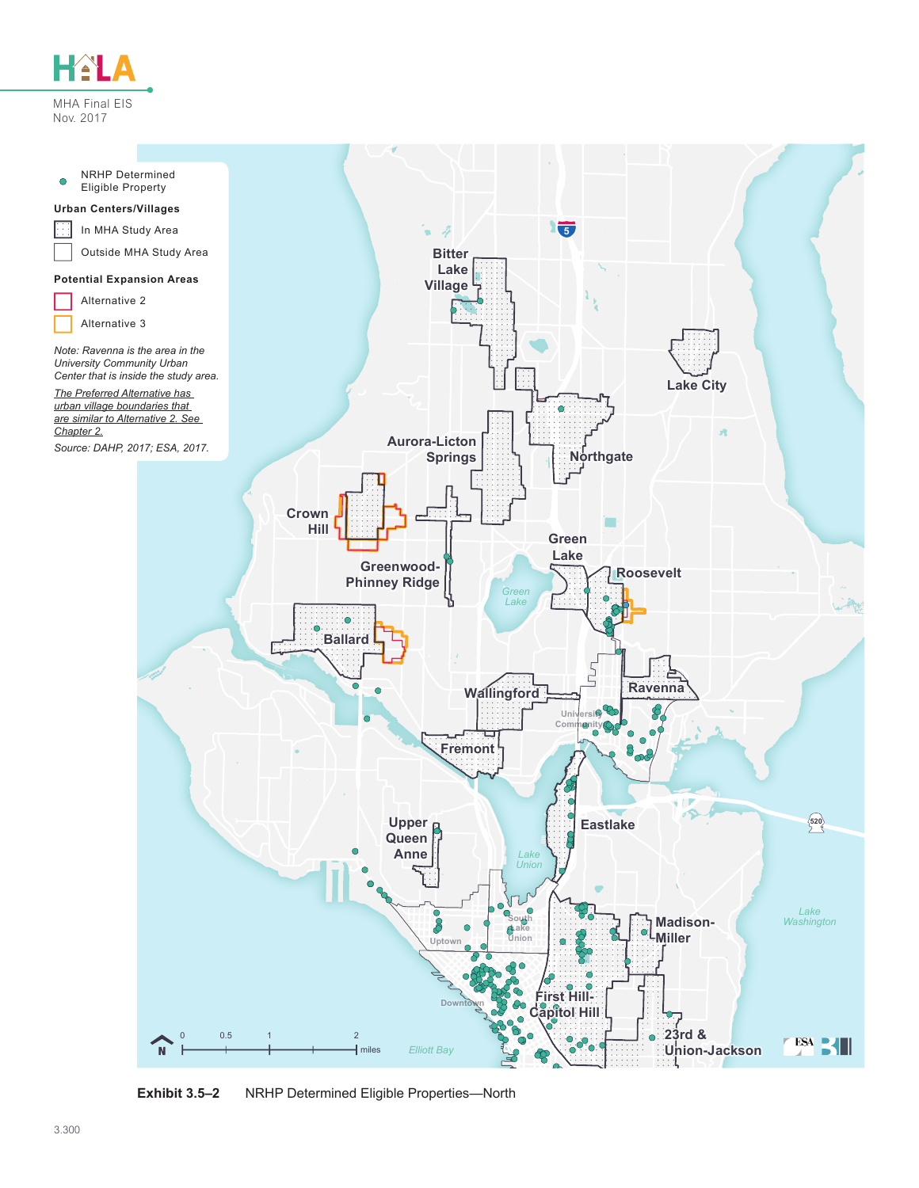NRHP Determined Eligible Property

**Urban Centers/Villages**

In MHA Study Area

Outside MHA Study Area

**Potential Expansion Areas**

Alternative 2

Alternative 3

*Note: Ravenna is the area in the University Community Urban Center that is inside the study area.*

*The Preferred Alternative has urban village boundaries that are similar to Alternative 2. See Chapter 2.*

*Source: DAHP, 2017; ESA, 2017.*

Bitter Lake Village

Lake City

Aurora-Licton Springs

Northgate

Crown Hill

Greenwood-Phinney Ridge

Green Lake

Roosevelt

Ballard

Wallingford

Ravenna

University Community

Fremont

Upper Queen Anne

Eastlake

Lake Union

South Lake Union

Uptown

Madison-Miller

Lake Washington

Downtown

First Hill-Capitol Hill

23rd & Union-Jackson

Elliott Bay

0 0.5 1 2 miles

**Exhibit 3.5–2** NRHP Determined Eligible Properties—North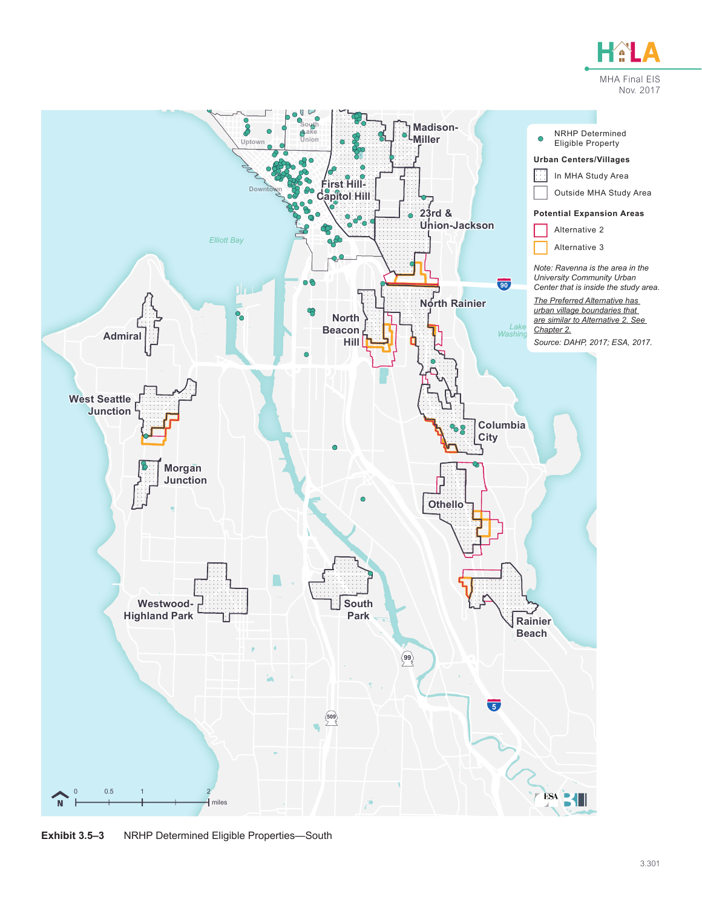Exhibit 3.5–3 NRHP Determined Eligible Properties—South

NRHP Determined Eligible Property

**Urban Centers/Villages**

- In MHA Study Area
- Outside MHA Study Area

**Potential Expansion Areas**

- Alternative 2
- Alternative 3

*Note: Ravenna is the area in the University Community Urban Center that is inside the study area.*

*The Preferred Alternative has urban village boundaries that are similar to Alternative 2. See Chapter 2.*

*Source: DAHP, 2017; ESA, 2017.*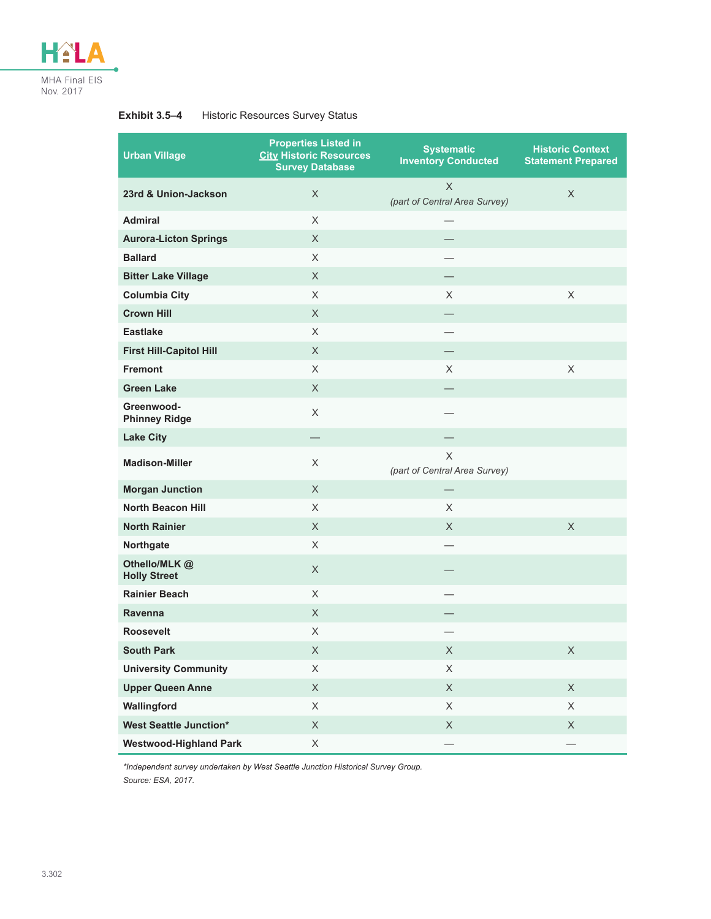**Exhibit 3.5–4** Historic Resources Survey Status

| Urban Village | Properties Listed in City Historic Resources Survey Database | Systematic Inventory Conducted | Historic Context Statement Prepared |
|---|---|---|---|
| 23rd & Union-Jackson | X | X *(part of Central Area Survey)* | X |
| Admiral | X | — | |
| Aurora-Licton Springs | X | — | |
| Ballard | X | — | |
| Bitter Lake Village | X | — | |
| Columbia City | X | X | X |
| Crown Hill | X | — | |
| Eastlake | X | — | |
| First Hill-Capitol Hill | X | — | |
| Fremont | X | X | X |
| Green Lake | X | — | |
| Greenwood-Phinney Ridge | X | — | |
| Lake City | — | — | |
| Madison-Miller | X | X *(part of Central Area Survey)* | |
| Morgan Junction | X | — | |
| North Beacon Hill | X | X | |
| North Rainier | X | X | X |
| Northgate | X | — | |
| Othello/MLK @ Holly Street | X | — | |
| Rainier Beach | X | — | |
| Ravenna | X | — | |
| Roosevelt | X | — | |
| South Park | X | X | X |
| University Community | X | X | |
| Upper Queen Anne | X | X | X |
| Wallingford | X | X | X |
| West Seattle Junction* | X | X | X |
| Westwood-Highland Park | X | — | — |

*\*Independent survey undertaken by West Seattle Junction Historical Survey Group.*

*Source: ESA, 2017.*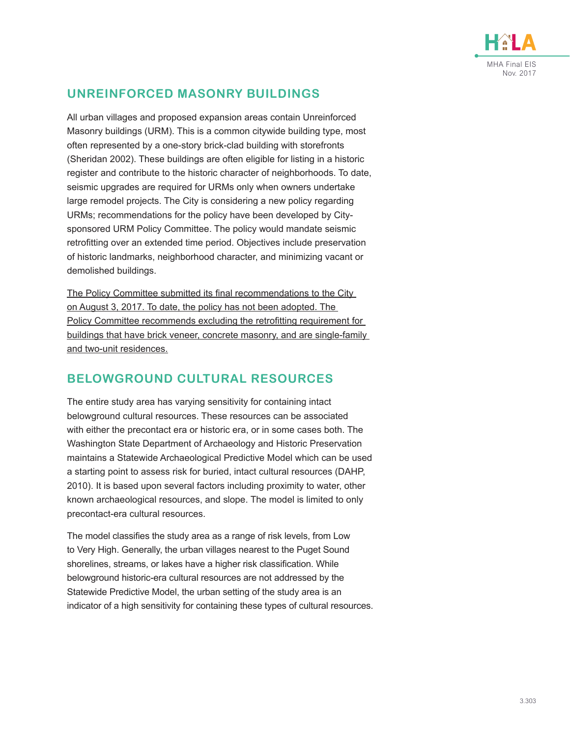## UNREINFORCED MASONRY BUILDINGS

All urban villages and proposed expansion areas contain Unreinforced Masonry buildings (URM). This is a common citywide building type, most often represented by a one-story brick-clad building with storefronts (Sheridan 2002). These buildings are often eligible for listing in a historic register and contribute to the historic character of neighborhoods. To date, seismic upgrades are required for URMs only when owners undertake large remodel projects. The City is considering a new policy regarding URMs; recommendations for the policy have been developed by City-sponsored URM Policy Committee. The policy would mandate seismic retrofitting over an extended time period. Objectives include preservation of historic landmarks, neighborhood character, and minimizing vacant or demolished buildings.

The Policy Committee submitted its final recommendations to the City on August 3, 2017. To date, the policy has not been adopted. The Policy Committee recommends excluding the retrofitting requirement for buildings that have brick veneer, concrete masonry, and are single-family and two-unit residences.

## BELOWGROUND CULTURAL RESOURCES

The entire study area has varying sensitivity for containing intact belowground cultural resources. These resources can be associated with either the precontact era or historic era, or in some cases both. The Washington State Department of Archaeology and Historic Preservation maintains a Statewide Archaeological Predictive Model which can be used a starting point to assess risk for buried, intact cultural resources (DAHP, 2010). It is based upon several factors including proximity to water, other known archaeological resources, and slope. The model is limited to only precontact-era cultural resources.

The model classifies the study area as a range of risk levels, from Low to Very High. Generally, the urban villages nearest to the Puget Sound shorelines, streams, or lakes have a higher risk classification. While belowground historic-era cultural resources are not addressed by the Statewide Predictive Model, the urban setting of the study area is an indicator of a high sensitivity for containing these types of cultural resources.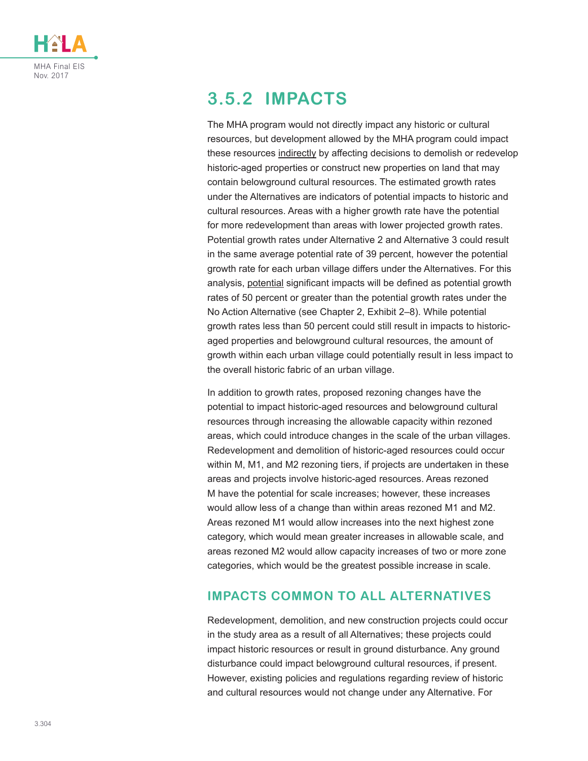## 3.5.2 IMPACTS

The MHA program would not directly impact any historic or cultural resources, but development allowed by the MHA program could impact these resources indirectly by affecting decisions to demolish or redevelop historic-aged properties or construct new properties on land that may contain belowground cultural resources. The estimated growth rates under the Alternatives are indicators of potential impacts to historic and cultural resources. Areas with a higher growth rate have the potential for more redevelopment than areas with lower projected growth rates. Potential growth rates under Alternative 2 and Alternative 3 could result in the same average potential rate of 39 percent, however the potential growth rate for each urban village differs under the Alternatives. For this analysis, potential significant impacts will be defined as potential growth rates of 50 percent or greater than the potential growth rates under the No Action Alternative (see Chapter 2, Exhibit 2–8). While potential growth rates less than 50 percent could still result in impacts to historic-aged properties and belowground cultural resources, the amount of growth within each urban village could potentially result in less impact to the overall historic fabric of an urban village.

In addition to growth rates, proposed rezoning changes have the potential to impact historic-aged resources and belowground cultural resources through increasing the allowable capacity within rezoned areas, which could introduce changes in the scale of the urban villages. Redevelopment and demolition of historic-aged resources could occur within M, M1, and M2 rezoning tiers, if projects are undertaken in these areas and projects involve historic-aged resources. Areas rezoned M have the potential for scale increases; however, these increases would allow less of a change than within areas rezoned M1 and M2. Areas rezoned M1 would allow increases into the next highest zone category, which would mean greater increases in allowable scale, and areas rezoned M2 would allow capacity increases of two or more zone categories, which would be the greatest possible increase in scale.

### IMPACTS COMMON TO ALL ALTERNATIVES

Redevelopment, demolition, and new construction projects could occur in the study area as a result of all Alternatives; these projects could impact historic resources or result in ground disturbance. Any ground disturbance could impact belowground cultural resources, if present. However, existing policies and regulations regarding review of historic and cultural resources would not change under any Alternative. For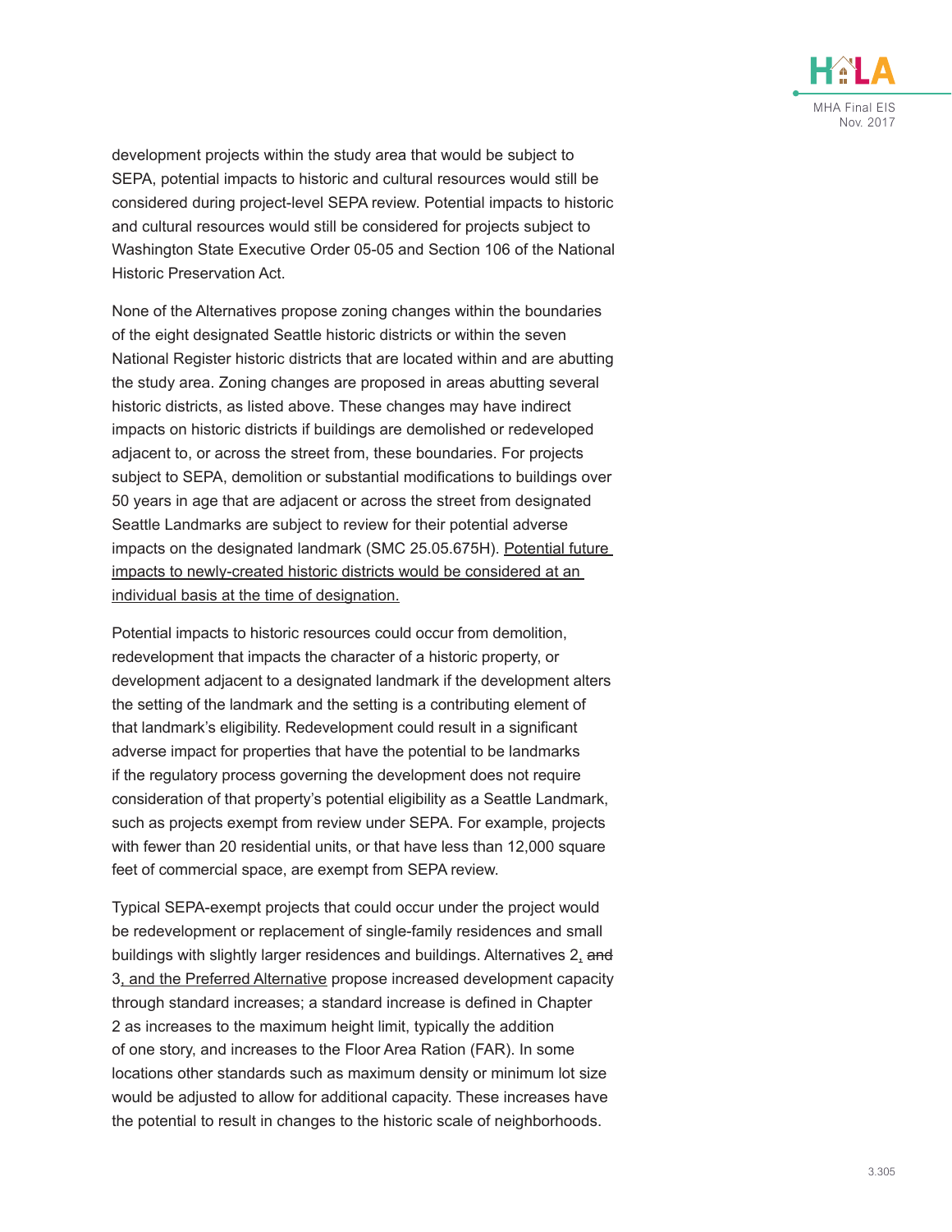development projects within the study area that would be subject to SEPA, potential impacts to historic and cultural resources would still be considered during project-level SEPA review. Potential impacts to historic and cultural resources would still be considered for projects subject to Washington State Executive Order 05-05 and Section 106 of the National Historic Preservation Act.

None of the Alternatives propose zoning changes within the boundaries of the eight designated Seattle historic districts or within the seven National Register historic districts that are located within and are abutting the study area. Zoning changes are proposed in areas abutting several historic districts, as listed above. These changes may have indirect impacts on historic districts if buildings are demolished or redeveloped adjacent to, or across the street from, these boundaries. For projects subject to SEPA, demolition or substantial modifications to buildings over 50 years in age that are adjacent or across the street from designated Seattle Landmarks are subject to review for their potential adverse impacts on the designated landmark (SMC 25.05.675H). <u>Potential future impacts to newly-created historic districts would be considered at an individual basis at the time of designation.</u>

Potential impacts to historic resources could occur from demolition, redevelopment that impacts the character of a historic property, or development adjacent to a designated landmark if the development alters the setting of the landmark and the setting is a contributing element of that landmark's eligibility. Redevelopment could result in a significant adverse impact for properties that have the potential to be landmarks if the regulatory process governing the development does not require consideration of that property's potential eligibility as a Seattle Landmark, such as projects exempt from review under SEPA. For example, projects with fewer than 20 residential units, or that have less than 12,000 square feet of commercial space, are exempt from SEPA review.

Typical SEPA-exempt projects that could occur under the project would be redevelopment or replacement of single-family residences and small buildings with slightly larger residences and buildings. Alternatives 2<u>,</u> ~~and~~ 3<u>, and the Preferred Alternative</u> propose increased development capacity through standard increases; a standard increase is defined in Chapter 2 as increases to the maximum height limit, typically the addition of one story, and increases to the Floor Area Ratio (FAR). In some locations other standards such as maximum density or minimum lot size would be adjusted to allow for additional capacity. These increases have the potential to result in changes to the historic scale of neighborhoods.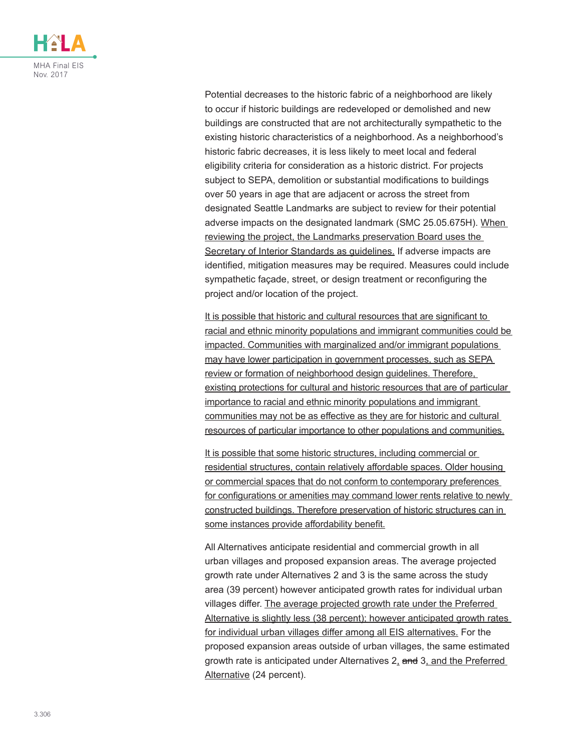Potential decreases to the historic fabric of a neighborhood are likely to occur if historic buildings are redeveloped or demolished and new buildings are constructed that are not architecturally sympathetic to the existing historic characteristics of a neighborhood. As a neighborhood's historic fabric decreases, it is less likely to meet local and federal eligibility criteria for consideration as a historic district. For projects subject to SEPA, demolition or substantial modifications to buildings over 50 years in age that are adjacent or across the street from designated Seattle Landmarks are subject to review for their potential adverse impacts on the designated landmark (SMC 25.05.675H). When reviewing the project, the Landmarks preservation Board uses the Secretary of Interior Standards as guidelines. If adverse impacts are identified, mitigation measures may be required. Measures could include sympathetic façade, street, or design treatment or reconfiguring the project and/or location of the project.

It is possible that historic and cultural resources that are significant to racial and ethnic minority populations and immigrant communities could be impacted. Communities with marginalized and/or immigrant populations may have lower participation in government processes, such as SEPA review or formation of neighborhood design guidelines. Therefore, existing protections for cultural and historic resources that are of particular importance to racial and ethnic minority populations and immigrant communities may not be as effective as they are for historic and cultural resources of particular importance to other populations and communities.

It is possible that some historic structures, including commercial or residential structures, contain relatively affordable spaces. Older housing or commercial spaces that do not conform to contemporary preferences for configurations or amenities may command lower rents relative to newly constructed buildings. Therefore preservation of historic structures can in some instances provide affordability benefit.

All Alternatives anticipate residential and commercial growth in all urban villages and proposed expansion areas. The average projected growth rate under Alternatives 2 and 3 is the same across the study area (39 percent) however anticipated growth rates for individual urban villages differ. The average projected growth rate under the Preferred Alternative is slightly less (38 percent); however anticipated growth rates for individual urban villages differ among all EIS alternatives. For the proposed expansion areas outside of urban villages, the same estimated growth rate is anticipated under Alternatives 2, ~~and~~ 3, and the Preferred Alternative (24 percent).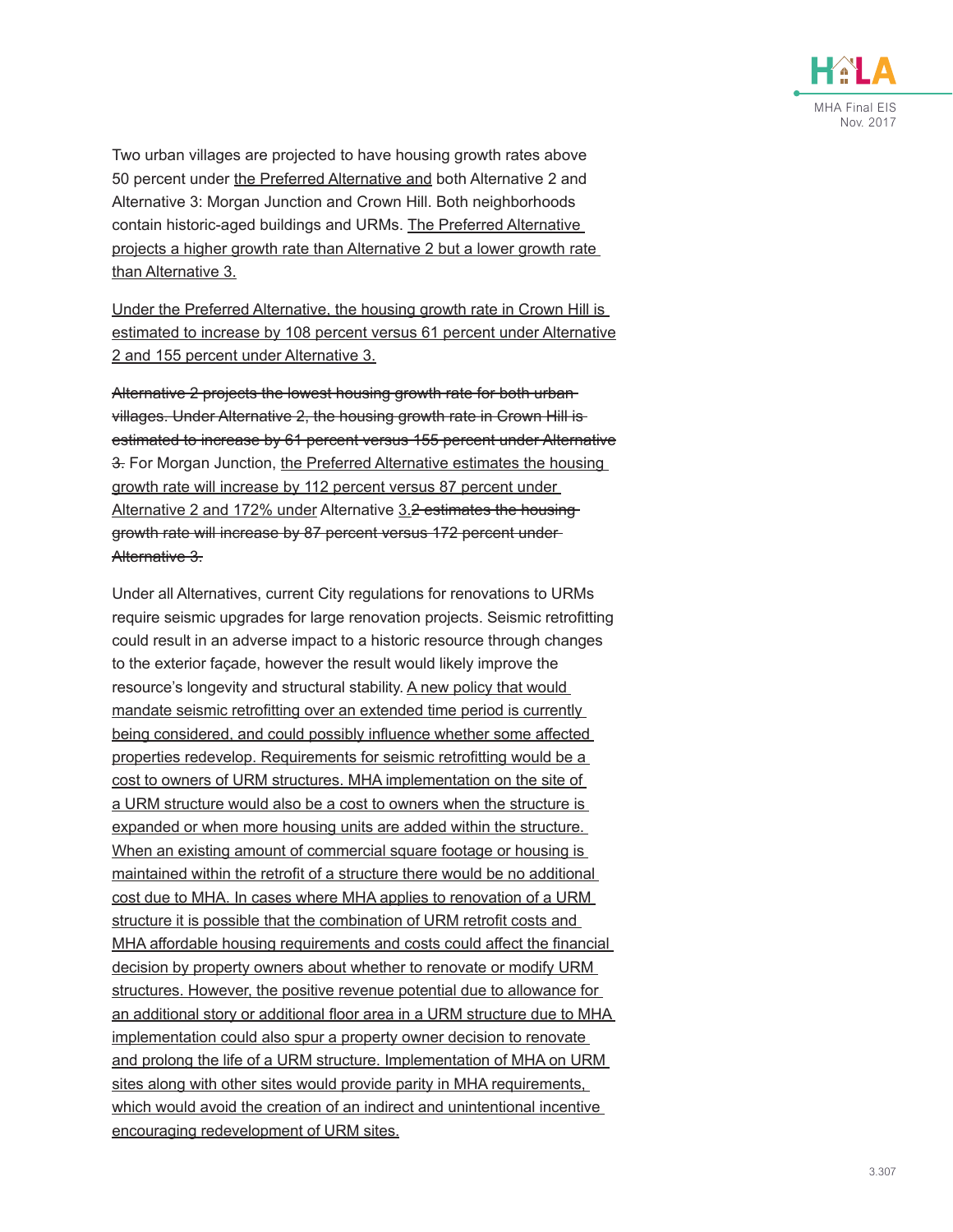Two urban villages are projected to have housing growth rates above 50 percent under the Preferred Alternative and both Alternative 2 and Alternative 3: Morgan Junction and Crown Hill. Both neighborhoods contain historic-aged buildings and URMs. The Preferred Alternative projects a higher growth rate than Alternative 2 but a lower growth rate than Alternative 3.

Under the Preferred Alternative, the housing growth rate in Crown Hill is estimated to increase by 108 percent versus 61 percent under Alternative 2 and 155 percent under Alternative 3.

~~Alternative 2 projects the lowest housing growth rate for both urban villages. Under Alternative 2, the housing growth rate in Crown Hill is estimated to increase by 61 percent versus 155 percent under Alternative 3.~~ For Morgan Junction, the Preferred Alternative estimates the housing growth rate will increase by 112 percent versus 87 percent under Alternative 2 and 172% under Alternative 3.~~2 estimates the housing growth rate will increase by 87 percent versus 172 percent under Alternative 3.~~

Under all Alternatives, current City regulations for renovations to URMs require seismic upgrades for large renovation projects. Seismic retrofitting could result in an adverse impact to a historic resource through changes to the exterior façade, however the result would likely improve the resource's longevity and structural stability. A new policy that would mandate seismic retrofitting over an extended time period is currently being considered, and could possibly influence whether some affected properties redevelop. Requirements for seismic retrofitting would be a cost to owners of URM structures. MHA implementation on the site of a URM structure would also be a cost to owners when the structure is expanded or when more housing units are added within the structure. When an existing amount of commercial square footage or housing is maintained within the retrofit of a structure there would be no additional cost due to MHA. In cases where MHA applies to renovation of a URM structure it is possible that the combination of URM retrofit costs and MHA affordable housing requirements and costs could affect the financial decision by property owners about whether to renovate or modify URM structures. However, the positive revenue potential due to allowance for an additional story or additional floor area in a URM structure due to MHA implementation could also spur a property owner decision to renovate and prolong the life of a URM structure. Implementation of MHA on URM sites along with other sites would provide parity in MHA requirements, which would avoid the creation of an indirect and unintentional incentive encouraging redevelopment of URM sites.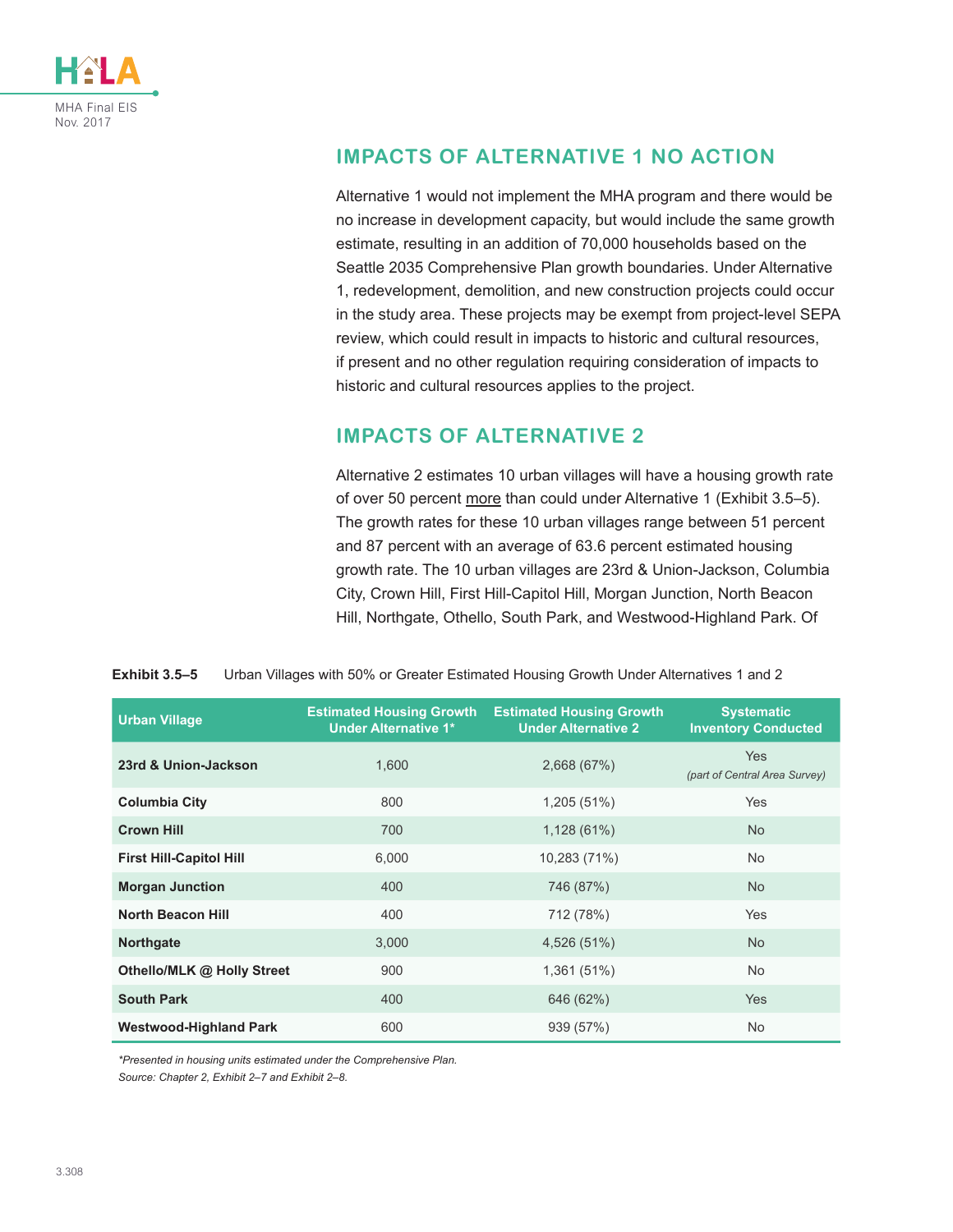## IMPACTS OF ALTERNATIVE 1 NO ACTION

Alternative 1 would not implement the MHA program and there would be no increase in development capacity, but would include the same growth estimate, resulting in an addition of 70,000 households based on the Seattle 2035 Comprehensive Plan growth boundaries. Under Alternative 1, redevelopment, demolition, and new construction projects could occur in the study area. These projects may be exempt from project-level SEPA review, which could result in impacts to historic and cultural resources, if present and no other regulation requiring consideration of impacts to historic and cultural resources applies to the project.

## IMPACTS OF ALTERNATIVE 2

Alternative 2 estimates 10 urban villages will have a housing growth rate of over 50 percent more than could under Alternative 1 (Exhibit 3.5–5). The growth rates for these 10 urban villages range between 51 percent and 87 percent with an average of 63.6 percent estimated housing growth rate. The 10 urban villages are 23rd & Union-Jackson, Columbia City, Crown Hill, First Hill-Capitol Hill, Morgan Junction, North Beacon Hill, Northgate, Othello, South Park, and Westwood-Highland Park. Of

**Exhibit 3.5–5** Urban Villages with 50% or Greater Estimated Housing Growth Under Alternatives 1 and 2

| Urban Village | Estimated Housing Growth Under Alternative 1* | Estimated Housing Growth Under Alternative 2 | Systematic Inventory Conducted |
|---|---|---|---|
| **23rd & Union-Jackson** | 1,600 | 2,668 (67%) | Yes *(part of Central Area Survey)* |
| **Columbia City** | 800 | 1,205 (51%) | Yes |
| **Crown Hill** | 700 | 1,128 (61%) | No |
| **First Hill-Capitol Hill** | 6,000 | 10,283 (71%) | No |
| **Morgan Junction** | 400 | 746 (87%) | No |
| **North Beacon Hill** | 400 | 712 (78%) | Yes |
| **Northgate** | 3,000 | 4,526 (51%) | No |
| **Othello/MLK @ Holly Street** | 900 | 1,361 (51%) | No |
| **South Park** | 400 | 646 (62%) | Yes |
| **Westwood-Highland Park** | 600 | 939 (57%) | No |

*\*Presented in housing units estimated under the Comprehensive Plan.*

*Source: Chapter 2, Exhibit 2–7 and Exhibit 2–8.*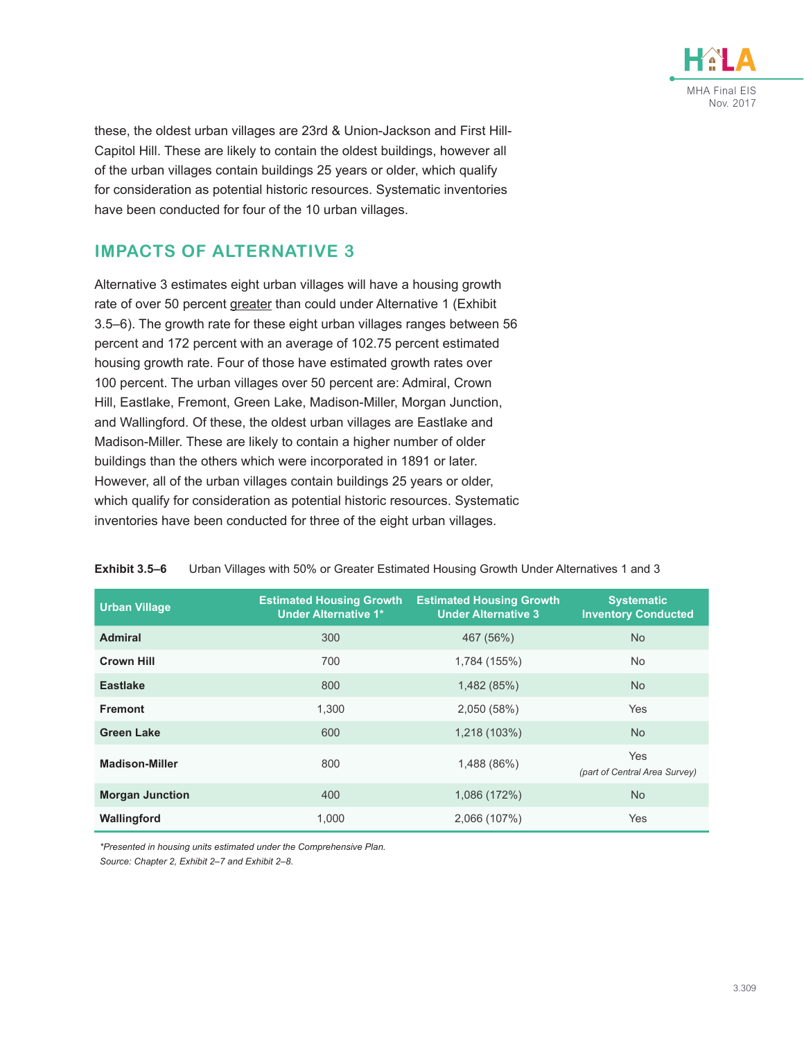these, the oldest urban villages are 23rd & Union-Jackson and First Hill-Capitol Hill. These are likely to contain the oldest buildings, however all of the urban villages contain buildings 25 years or older, which qualify for consideration as potential historic resources. Systematic inventories have been conducted for four of the 10 urban villages.

## IMPACTS OF ALTERNATIVE 3

Alternative 3 estimates eight urban villages will have a housing growth rate of over 50 percent greater than could under Alternative 1 (Exhibit 3.5–6). The growth rate for these eight urban villages ranges between 56 percent and 172 percent with an average of 102.75 percent estimated housing growth rate. Four of those have estimated growth rates over 100 percent. The urban villages over 50 percent are: Admiral, Crown Hill, Eastlake, Fremont, Green Lake, Madison-Miller, Morgan Junction, and Wallingford. Of these, the oldest urban villages are Eastlake and Madison-Miller. These are likely to contain a higher number of older buildings than the others which were incorporated in 1891 or later. However, all of the urban villages contain buildings 25 years or older, which qualify for consideration as potential historic resources. Systematic inventories have been conducted for three of the eight urban villages.

**Exhibit 3.5–6** Urban Villages with 50% or Greater Estimated Housing Growth Under Alternatives 1 and 3

| Urban Village | Estimated Housing Growth Under Alternative 1* | Estimated Housing Growth Under Alternative 3 | Systematic Inventory Conducted |
|---|---|---|---|
| **Admiral** | 300 | 467 (56%) | No |
| **Crown Hill** | 700 | 1,784 (155%) | No |
| **Eastlake** | 800 | 1,482 (85%) | No |
| **Fremont** | 1,300 | 2,050 (58%) | Yes |
| **Green Lake** | 600 | 1,218 (103%) | No |
| **Madison-Miller** | 800 | 1,488 (86%) | Yes *(part of Central Area Survey)* |
| **Morgan Junction** | 400 | 1,086 (172%) | No |
| **Wallingford** | 1,000 | 2,066 (107%) | Yes |

*\*Presented in housing units estimated under the Comprehensive Plan.*
*Source: Chapter 2, Exhibit 2–7 and Exhibit 2–8.*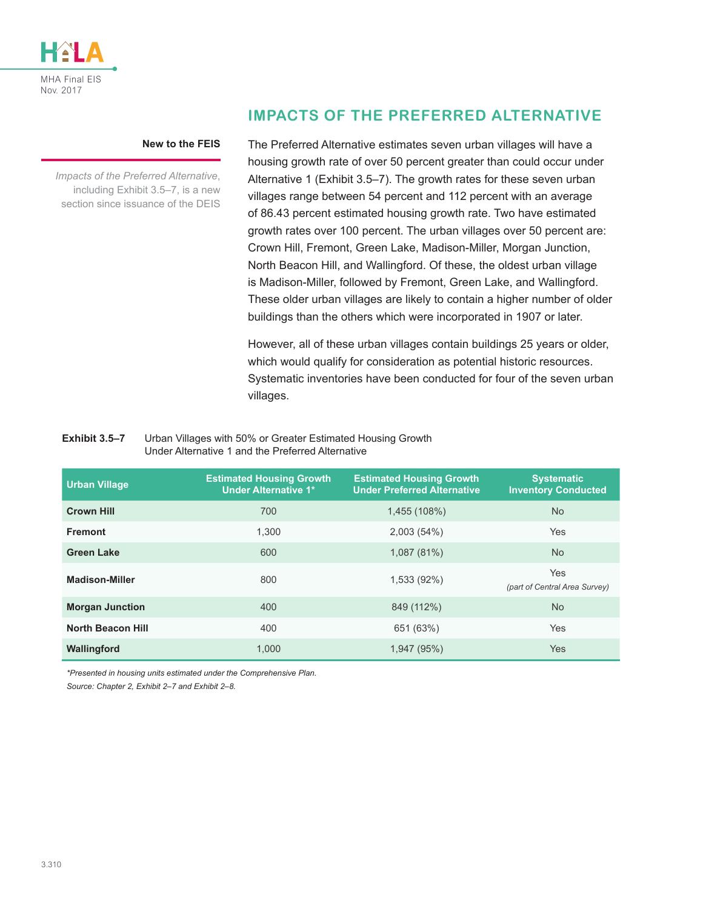## IMPACTS OF THE PREFERRED ALTERNATIVE

**New to the FEIS**

*Impacts of the Preferred Alternative*, including Exhibit 3.5–7, is a new section since issuance of the DEIS

The Preferred Alternative estimates seven urban villages will have a housing growth rate of over 50 percent greater than could occur under Alternative 1 (Exhibit 3.5–7). The growth rates for these seven urban villages range between 54 percent and 112 percent with an average of 86.43 percent estimated housing growth rate. Two have estimated growth rates over 100 percent. The urban villages over 50 percent are: Crown Hill, Fremont, Green Lake, Madison-Miller, Morgan Junction, North Beacon Hill, and Wallingford. Of these, the oldest urban village is Madison-Miller, followed by Fremont, Green Lake, and Wallingford. These older urban villages are likely to contain a higher number of older buildings than the others which were incorporated in 1907 or later.

However, all of these urban villages contain buildings 25 years or older, which would qualify for consideration as potential historic resources. Systematic inventories have been conducted for four of the seven urban villages.

**Exhibit 3.5–7** Urban Villages with 50% or Greater Estimated Housing Growth Under Alternative 1 and the Preferred Alternative

| Urban Village | Estimated Housing Growth Under Alternative 1* | Estimated Housing Growth Under Preferred Alternative | Systematic Inventory Conducted |
|---|---|---|---|
| **Crown Hill** | 700 | 1,455 (108%) | No |
| **Fremont** | 1,300 | 2,003 (54%) | Yes |
| **Green Lake** | 600 | 1,087 (81%) | No |
| **Madison-Miller** | 800 | 1,533 (92%) | Yes *(part of Central Area Survey)* |
| **Morgan Junction** | 400 | 849 (112%) | No |
| **North Beacon Hill** | 400 | 651 (63%) | Yes |
| **Wallingford** | 1,000 | 1,947 (95%) | Yes |

*\*Presented in housing units estimated under the Comprehensive Plan.*

*Source: Chapter 2, Exhibit 2–7 and Exhibit 2–8.*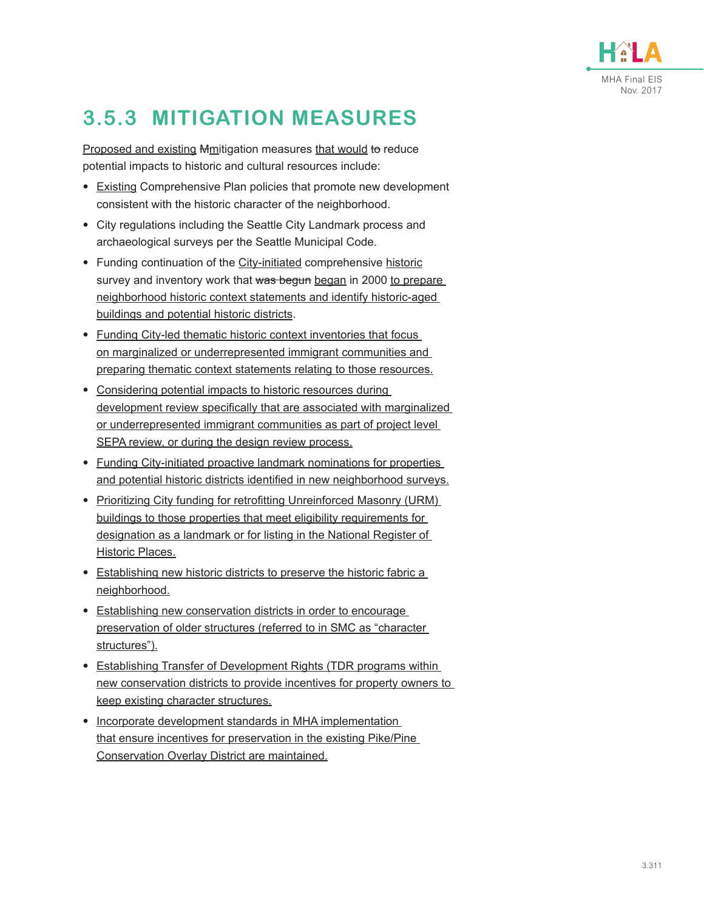## 3.5.3 MITIGATION MEASURES

Proposed and existing Mmitigation measures that would to reduce potential impacts to historic and cultural resources include:

- Existing Comprehensive Plan policies that promote new development consistent with the historic character of the neighborhood.
- City regulations including the Seattle City Landmark process and archaeological surveys per the Seattle Municipal Code.
- Funding continuation of the City-initiated comprehensive historic survey and inventory work that was begun began in 2000 to prepare neighborhood historic context statements and identify historic-aged buildings and potential historic districts.
- Funding City-led thematic historic context inventories that focus on marginalized or underrepresented immigrant communities and preparing thematic context statements relating to those resources.
- Considering potential impacts to historic resources during development review specifically that are associated with marginalized or underrepresented immigrant communities as part of project level SEPA review, or during the design review process.
- Funding City-initiated proactive landmark nominations for properties and potential historic districts identified in new neighborhood surveys.
- Prioritizing City funding for retrofitting Unreinforced Masonry (URM) buildings to those properties that meet eligibility requirements for designation as a landmark or for listing in the National Register of Historic Places.
- Establishing new historic districts to preserve the historic fabric a neighborhood.
- Establishing new conservation districts in order to encourage preservation of older structures (referred to in SMC as "character structures").
- Establishing Transfer of Development Rights (TDR programs within new conservation districts to provide incentives for property owners to keep existing character structures.
- Incorporate development standards in MHA implementation that ensure incentives for preservation in the existing Pike/Pine Conservation Overlay District are maintained.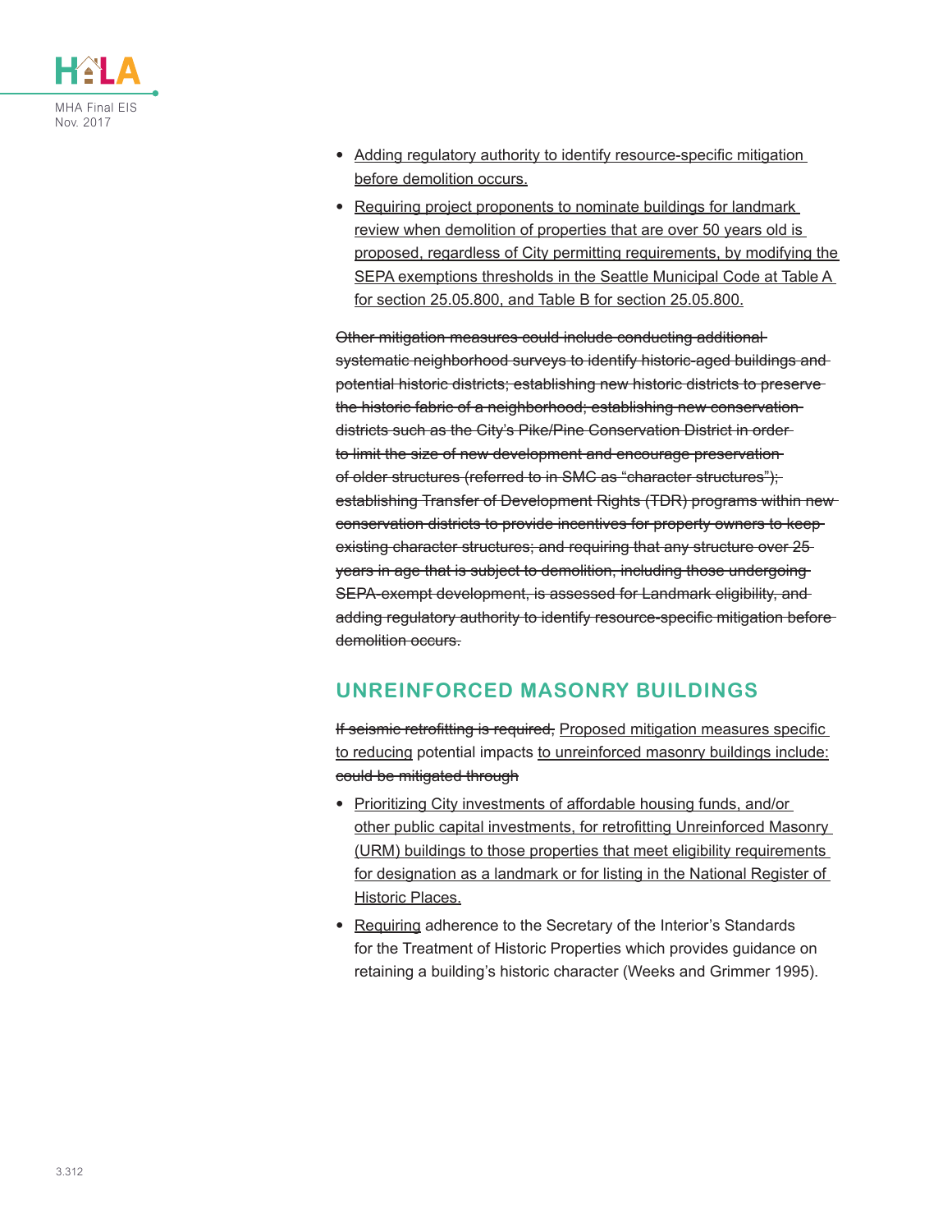- Adding regulatory authority to identify resource-specific mitigation before demolition occurs.
- Requiring project proponents to nominate buildings for landmark review when demolition of properties that are over 50 years old is proposed, regardless of City permitting requirements, by modifying the SEPA exemptions thresholds in the Seattle Municipal Code at Table A for section 25.05.800, and Table B for section 25.05.800.

~~Other mitigation measures could include conducting additional systematic neighborhood surveys to identify historic-aged buildings and potential historic districts; establishing new historic districts to preserve the historic fabric of a neighborhood; establishing new conservation districts such as the City's Pike/Pine Conservation District in order to limit the size of new development and encourage preservation of older structures (referred to in SMC as "character structures"); establishing Transfer of Development Rights (TDR) programs within new conservation districts to provide incentives for property owners to keep existing character structures; and requiring that any structure over 25 years in age that is subject to demolition, including those undergoing SEPA-exempt development, is assessed for Landmark eligibility, and adding regulatory authority to identify resource-specific mitigation before demolition occurs.~~

## UNREINFORCED MASONRY BUILDINGS

~~If seismic retrofitting is required,~~ Proposed mitigation measures specific to reducing potential impacts to unreinforced masonry buildings include: ~~could be mitigated through~~

- Prioritizing City investments of affordable housing funds, and/or other public capital investments, for retrofitting Unreinforced Masonry (URM) buildings to those properties that meet eligibility requirements for designation as a landmark or for listing in the National Register of Historic Places.
- Requiring adherence to the Secretary of the Interior's Standards for the Treatment of Historic Properties which provides guidance on retaining a building's historic character (Weeks and Grimmer 1995).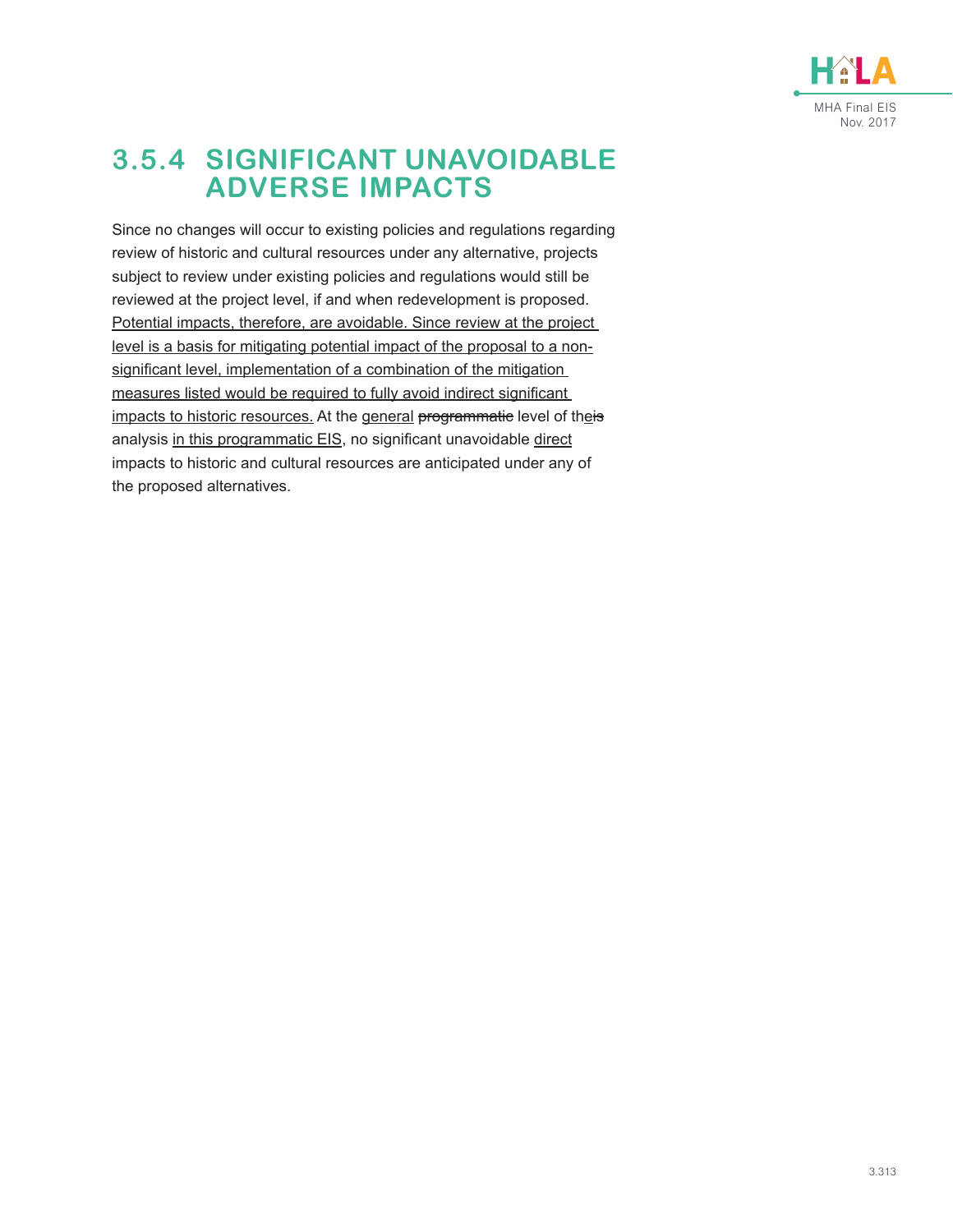## 3.5.4 SIGNIFICANT UNAVOIDABLE ADVERSE IMPACTS

Since no changes will occur to existing policies and regulations regarding review of historic and cultural resources under any alternative, projects subject to review under existing policies and regulations would still be reviewed at the project level, if and when redevelopment is proposed. Potential impacts, therefore, are avoidable. Since review at the project level is a basis for mitigating potential impact of the proposal to a non-significant level, implementation of a combination of the mitigation measures listed would be required to fully avoid indirect significant impacts to historic resources. At the general ~~programmatic~~ level of the~~is~~ analysis in this programmatic EIS, no significant unavoidable direct impacts to historic and cultural resources are anticipated under any of the proposed alternatives.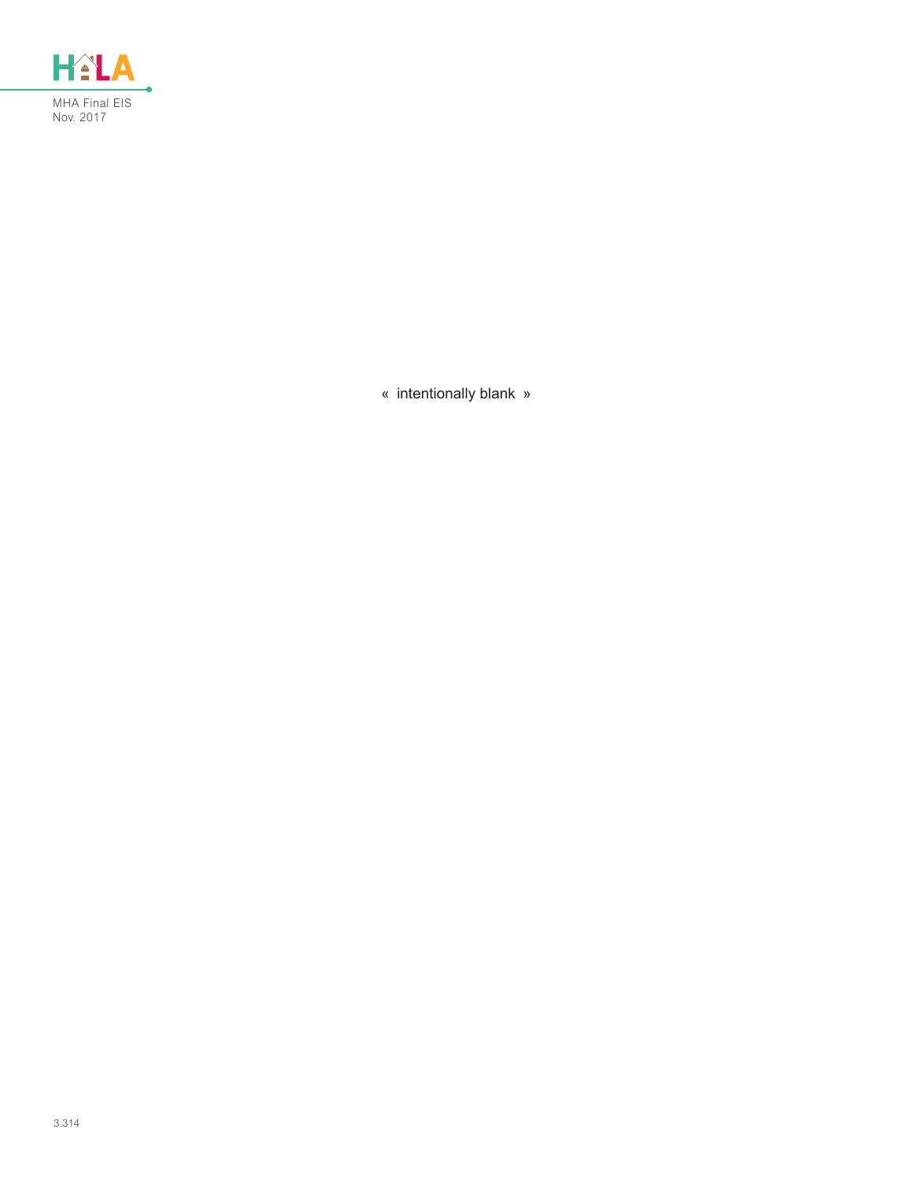« intentionally blank »